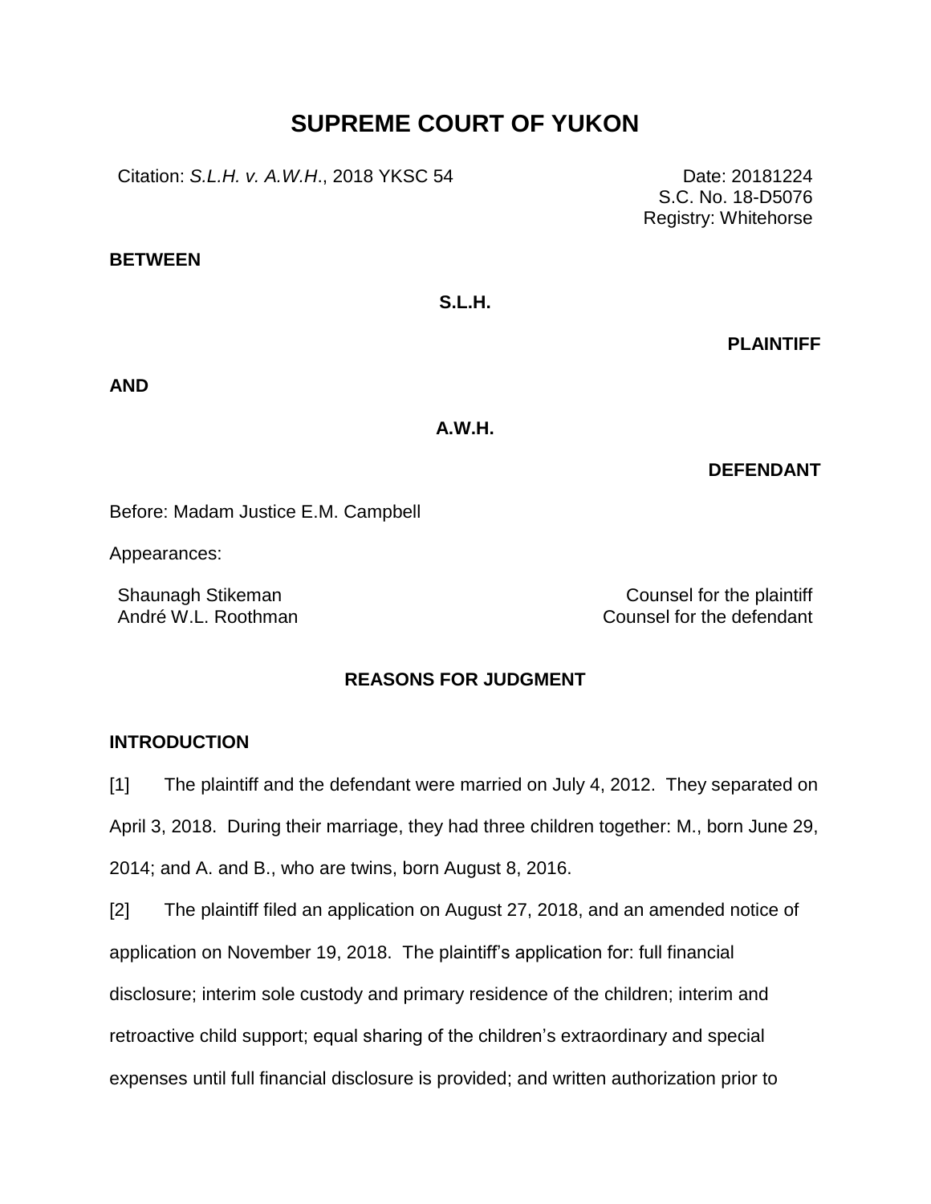# SUPREME COURT OF YUKON

Citation: *S.L.H. v. A.W.H.*, 2018 YKSC 54

Date: 20181224
S.C. No. 18-D5076
Registry: Whitehorse

**BETWEEN**

**S.L.H.**

**PLAINTIFF**

**AND**

**A.W.H.**

**DEFENDANT**

Before: Madam Justice E.M. Campbell

Appearances:

| | |
|---|---|
| Shaunagh Stikeman | Counsel for the plaintiff |
| André W.L. Roothman | Counsel for the defendant |

## REASONS FOR JUDGMENT

### INTRODUCTION

[1] The plaintiff and the defendant were married on July 4, 2012. They separated on April 3, 2018. During their marriage, they had three children together: M., born June 29, 2014; and A. and B., who are twins, born August 8, 2016.

[2] The plaintiff filed an application on August 27, 2018, and an amended notice of application on November 19, 2018. The plaintiff's application for: full financial disclosure; interim sole custody and primary residence of the children; interim and retroactive child support; equal sharing of the children's extraordinary and special expenses until full financial disclosure is provided; and written authorization prior to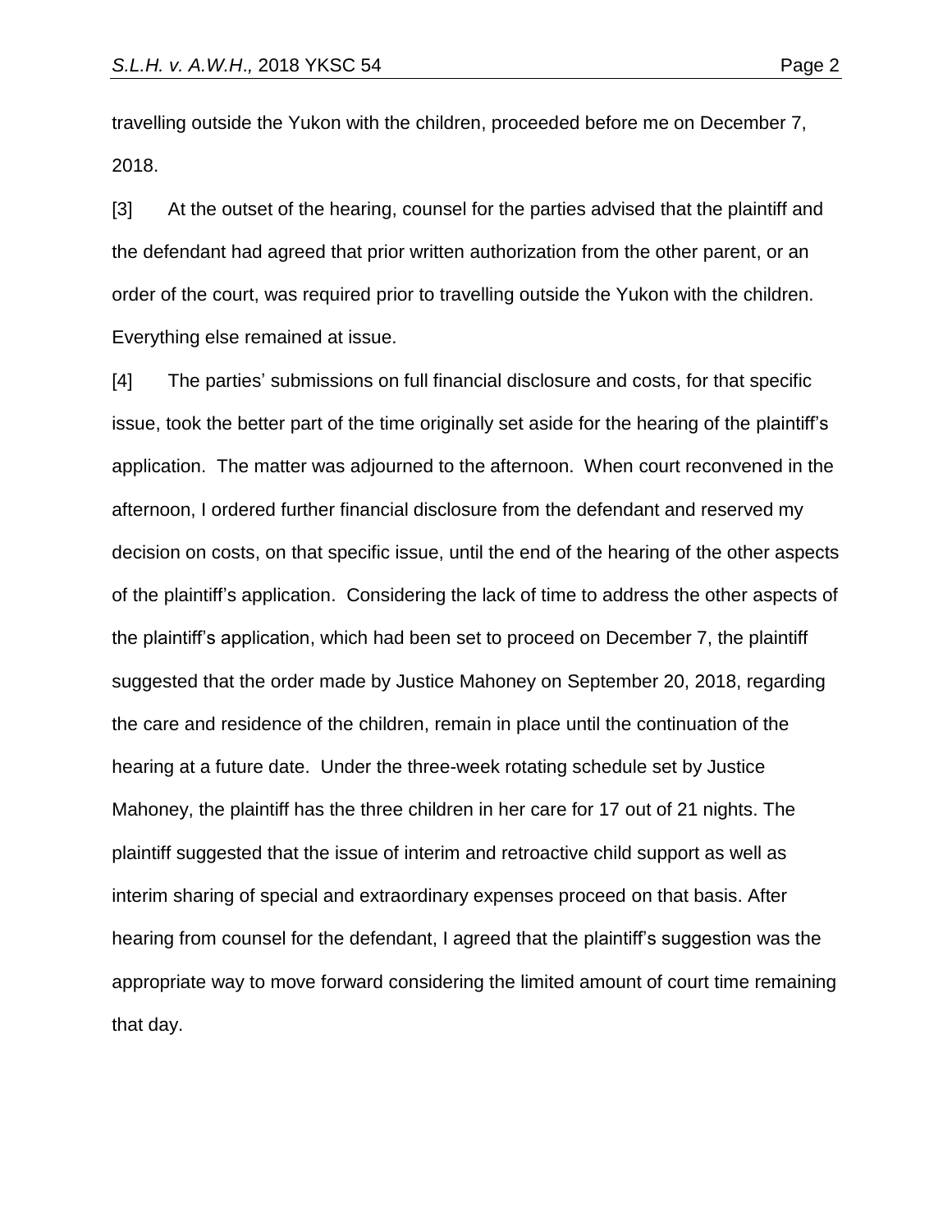travelling outside the Yukon with the children, proceeded before me on December 7, 2018.

[3] At the outset of the hearing, counsel for the parties advised that the plaintiff and the defendant had agreed that prior written authorization from the other parent, or an order of the court, was required prior to travelling outside the Yukon with the children. Everything else remained at issue.

[4] The parties' submissions on full financial disclosure and costs, for that specific issue, took the better part of the time originally set aside for the hearing of the plaintiff's application. The matter was adjourned to the afternoon. When court reconvened in the afternoon, I ordered further financial disclosure from the defendant and reserved my decision on costs, on that specific issue, until the end of the hearing of the other aspects of the plaintiff's application. Considering the lack of time to address the other aspects of the plaintiff's application, which had been set to proceed on December 7, the plaintiff suggested that the order made by Justice Mahoney on September 20, 2018, regarding the care and residence of the children, remain in place until the continuation of the hearing at a future date. Under the three-week rotating schedule set by Justice Mahoney, the plaintiff has the three children in her care for 17 out of 21 nights. The plaintiff suggested that the issue of interim and retroactive child support as well as interim sharing of special and extraordinary expenses proceed on that basis. After hearing from counsel for the defendant, I agreed that the plaintiff's suggestion was the appropriate way to move forward considering the limited amount of court time remaining that day.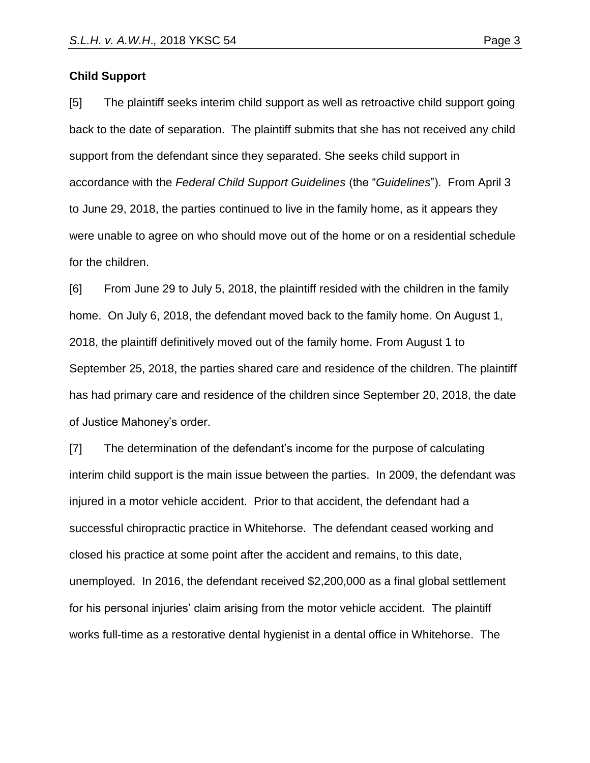**Child Support**

[5] The plaintiff seeks interim child support as well as retroactive child support going back to the date of separation. The plaintiff submits that she has not received any child support from the defendant since they separated. She seeks child support in accordance with the *Federal Child Support Guidelines* (the "*Guidelines*"). From April 3 to June 29, 2018, the parties continued to live in the family home, as it appears they were unable to agree on who should move out of the home or on a residential schedule for the children.

[6] From June 29 to July 5, 2018, the plaintiff resided with the children in the family home. On July 6, 2018, the defendant moved back to the family home. On August 1, 2018, the plaintiff definitively moved out of the family home. From August 1 to September 25, 2018, the parties shared care and residence of the children. The plaintiff has had primary care and residence of the children since September 20, 2018, the date of Justice Mahoney's order.

[7] The determination of the defendant's income for the purpose of calculating interim child support is the main issue between the parties. In 2009, the defendant was injured in a motor vehicle accident. Prior to that accident, the defendant had a successful chiropractic practice in Whitehorse. The defendant ceased working and closed his practice at some point after the accident and remains, to this date, unemployed. In 2016, the defendant received $2,200,000 as a final global settlement for his personal injuries' claim arising from the motor vehicle accident. The plaintiff works full-time as a restorative dental hygienist in a dental office in Whitehorse. The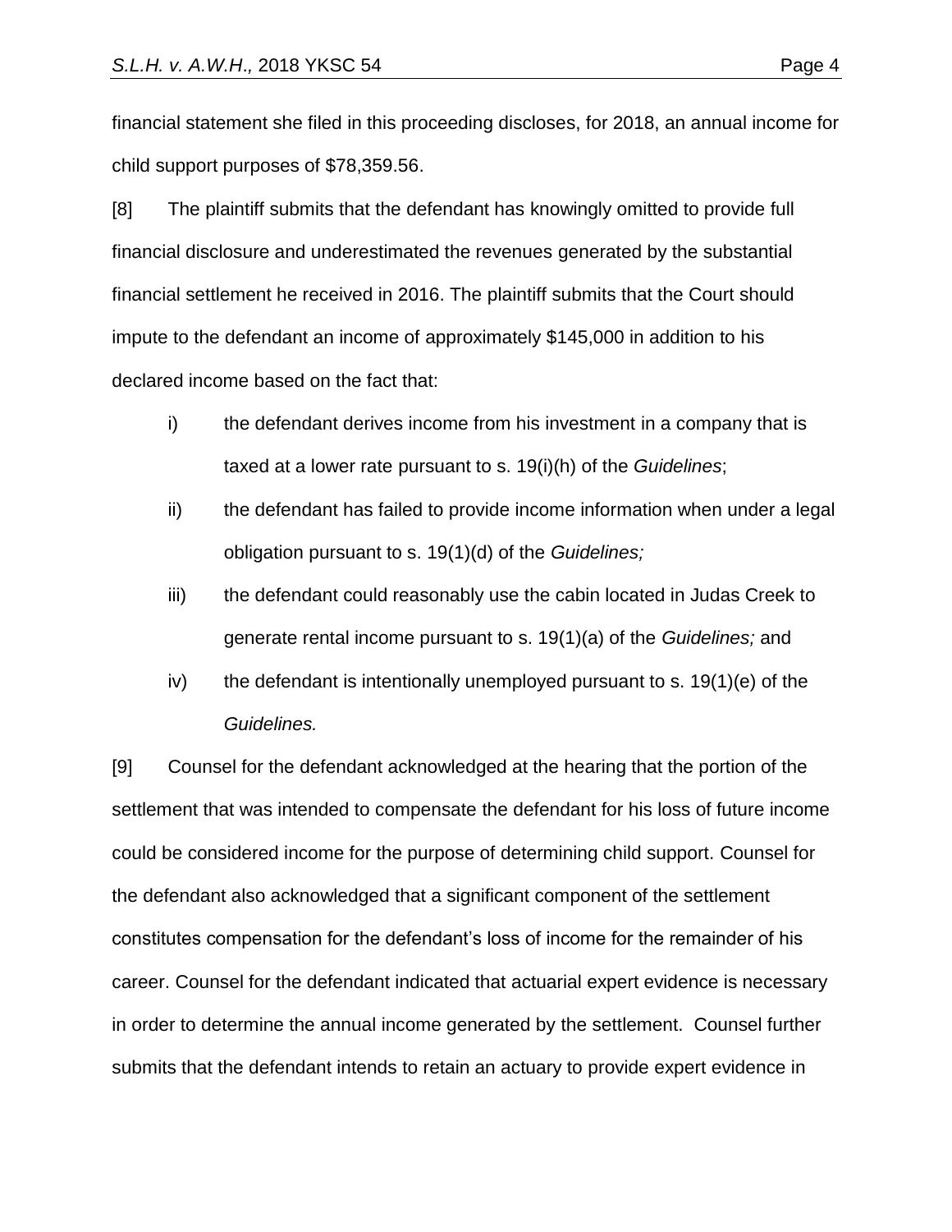financial statement she filed in this proceeding discloses, for 2018, an annual income for child support purposes of $78,359.56.

[8] The plaintiff submits that the defendant has knowingly omitted to provide full financial disclosure and underestimated the revenues generated by the substantial financial settlement he received in 2016. The plaintiff submits that the Court should impute to the defendant an income of approximately $145,000 in addition to his declared income based on the fact that:

i) the defendant derives income from his investment in a company that is taxed at a lower rate pursuant to s. 19(i)(h) of the *Guidelines*;

ii) the defendant has failed to provide income information when under a legal obligation pursuant to s. 19(1)(d) of the *Guidelines;*

iii) the defendant could reasonably use the cabin located in Judas Creek to generate rental income pursuant to s. 19(1)(a) of the *Guidelines;* and

iv) the defendant is intentionally unemployed pursuant to s. 19(1)(e) of the *Guidelines.*

[9] Counsel for the defendant acknowledged at the hearing that the portion of the settlement that was intended to compensate the defendant for his loss of future income could be considered income for the purpose of determining child support. Counsel for the defendant also acknowledged that a significant component of the settlement constitutes compensation for the defendant's loss of income for the remainder of his career. Counsel for the defendant indicated that actuarial expert evidence is necessary in order to determine the annual income generated by the settlement. Counsel further submits that the defendant intends to retain an actuary to provide expert evidence in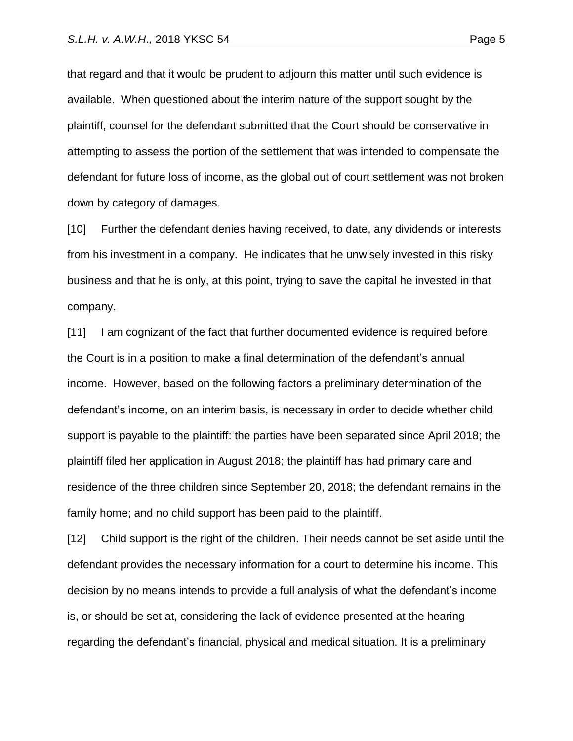that regard and that it would be prudent to adjourn this matter until such evidence is available. When questioned about the interim nature of the support sought by the plaintiff, counsel for the defendant submitted that the Court should be conservative in attempting to assess the portion of the settlement that was intended to compensate the defendant for future loss of income, as the global out of court settlement was not broken down by category of damages.

[10] Further the defendant denies having received, to date, any dividends or interests from his investment in a company. He indicates that he unwisely invested in this risky business and that he is only, at this point, trying to save the capital he invested in that company.

[11] I am cognizant of the fact that further documented evidence is required before the Court is in a position to make a final determination of the defendant's annual income. However, based on the following factors a preliminary determination of the defendant's income, on an interim basis, is necessary in order to decide whether child support is payable to the plaintiff: the parties have been separated since April 2018; the plaintiff filed her application in August 2018; the plaintiff has had primary care and residence of the three children since September 20, 2018; the defendant remains in the family home; and no child support has been paid to the plaintiff.

[12] Child support is the right of the children. Their needs cannot be set aside until the defendant provides the necessary information for a court to determine his income. This decision by no means intends to provide a full analysis of what the defendant's income is, or should be set at, considering the lack of evidence presented at the hearing regarding the defendant's financial, physical and medical situation. It is a preliminary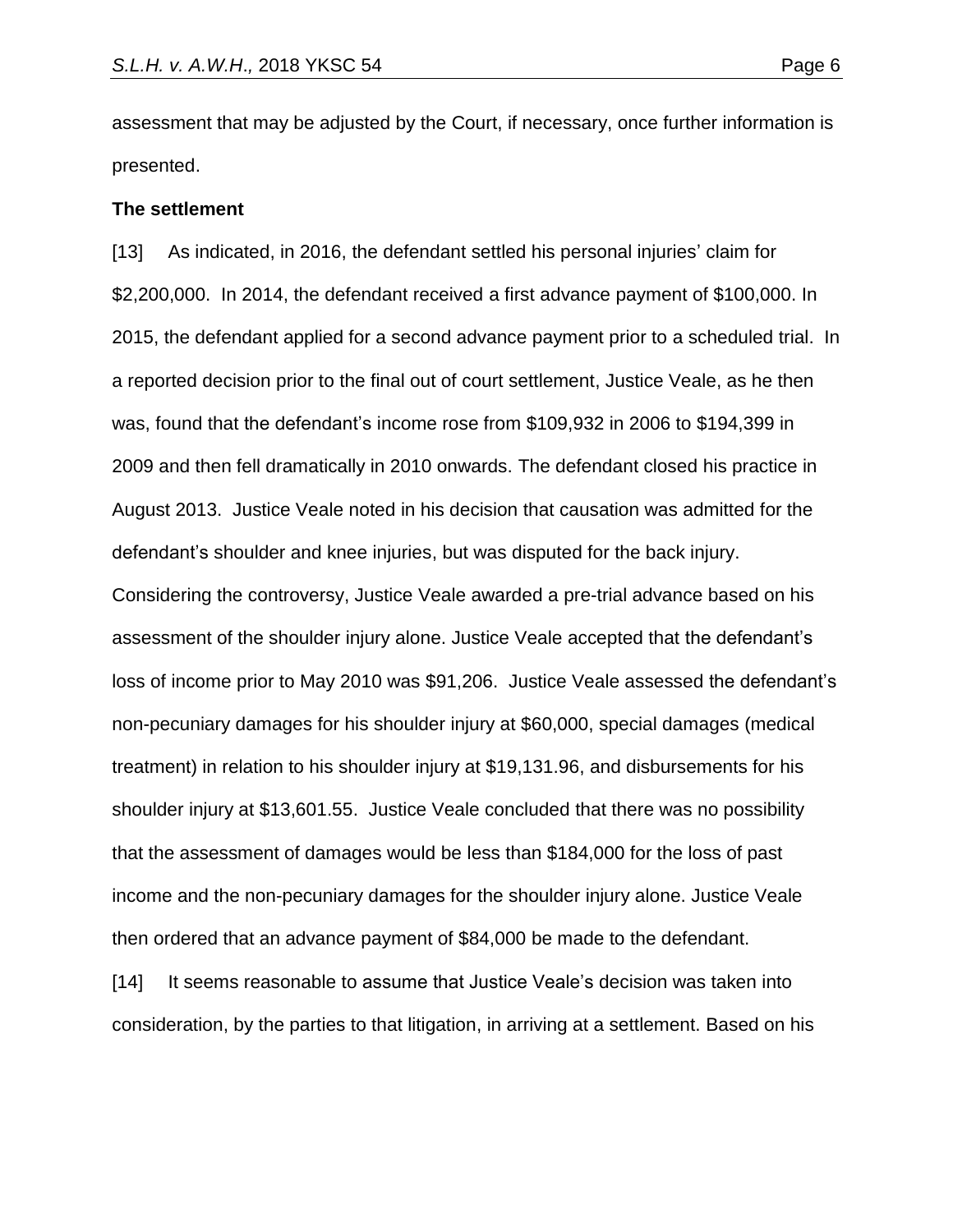assessment that may be adjusted by the Court, if necessary, once further information is presented.

**The settlement**

[13] As indicated, in 2016, the defendant settled his personal injuries' claim for $2,200,000. In 2014, the defendant received a first advance payment of $100,000. In 2015, the defendant applied for a second advance payment prior to a scheduled trial. In a reported decision prior to the final out of court settlement, Justice Veale, as he then was, found that the defendant's income rose from $109,932 in 2006 to $194,399 in 2009 and then fell dramatically in 2010 onwards. The defendant closed his practice in August 2013. Justice Veale noted in his decision that causation was admitted for the defendant's shoulder and knee injuries, but was disputed for the back injury. Considering the controversy, Justice Veale awarded a pre-trial advance based on his assessment of the shoulder injury alone. Justice Veale accepted that the defendant's loss of income prior to May 2010 was $91,206. Justice Veale assessed the defendant's non-pecuniary damages for his shoulder injury at $60,000, special damages (medical treatment) in relation to his shoulder injury at $19,131.96, and disbursements for his shoulder injury at $13,601.55. Justice Veale concluded that there was no possibility that the assessment of damages would be less than $184,000 for the loss of past income and the non-pecuniary damages for the shoulder injury alone. Justice Veale then ordered that an advance payment of $84,000 be made to the defendant.

[14] It seems reasonable to assume that Justice Veale's decision was taken into consideration, by the parties to that litigation, in arriving at a settlement. Based on his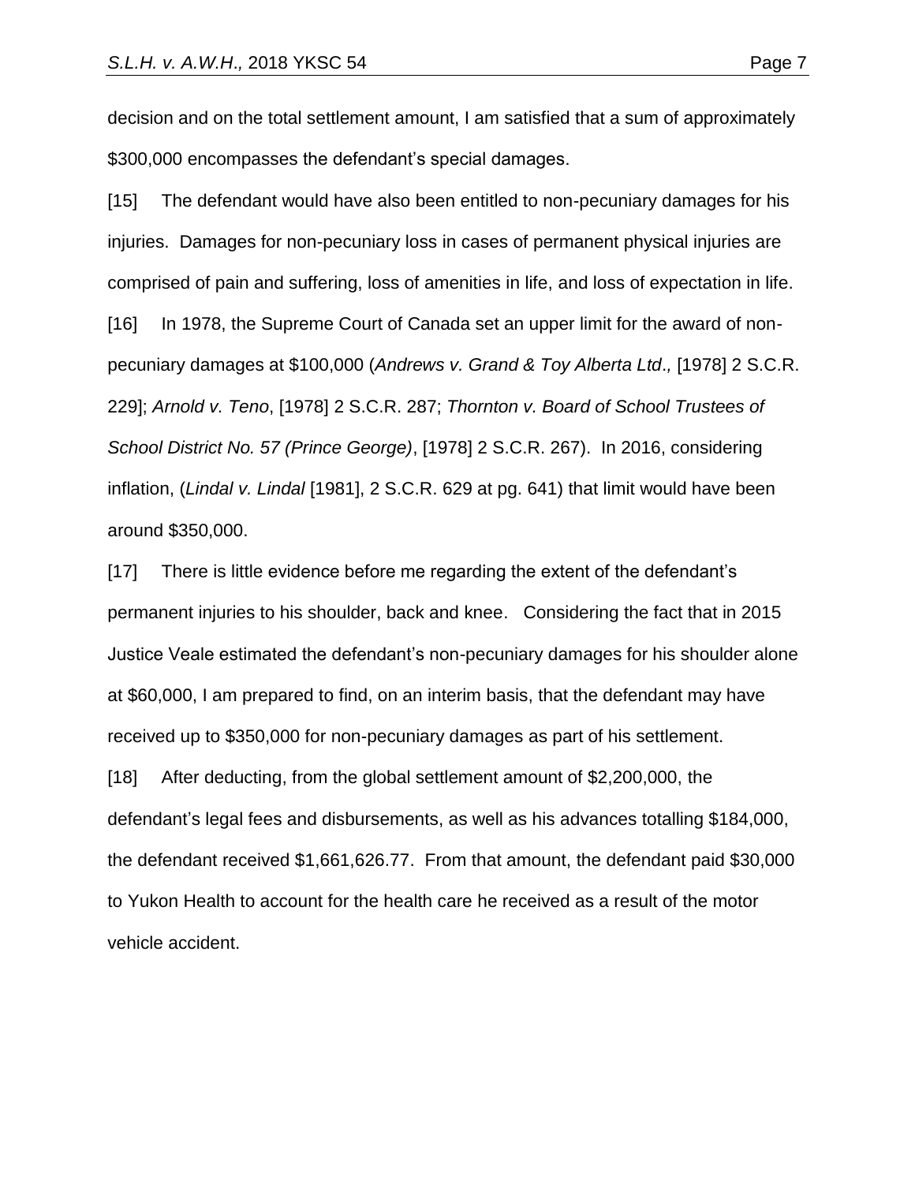decision and on the total settlement amount, I am satisfied that a sum of approximately $300,000 encompasses the defendant's special damages.

[15] The defendant would have also been entitled to non-pecuniary damages for his injuries. Damages for non-pecuniary loss in cases of permanent physical injuries are comprised of pain and suffering, loss of amenities in life, and loss of expectation in life.

[16] In 1978, the Supreme Court of Canada set an upper limit for the award of non-pecuniary damages at $100,000 (*Andrews v. Grand & Toy Alberta Ltd.,* [1978] 2 S.C.R. 229]; *Arnold v. Teno*, [1978] 2 S.C.R. 287; *Thornton v. Board of School Trustees of School District No. 57 (Prince George)*, [1978] 2 S.C.R. 267). In 2016, considering inflation, (*Lindal v. Lindal* [1981], 2 S.C.R. 629 at pg. 641) that limit would have been around $350,000.

[17] There is little evidence before me regarding the extent of the defendant's permanent injuries to his shoulder, back and knee. Considering the fact that in 2015 Justice Veale estimated the defendant's non-pecuniary damages for his shoulder alone at $60,000, I am prepared to find, on an interim basis, that the defendant may have received up to $350,000 for non-pecuniary damages as part of his settlement.

[18] After deducting, from the global settlement amount of $2,200,000, the defendant's legal fees and disbursements, as well as his advances totalling $184,000, the defendant received $1,661,626.77. From that amount, the defendant paid $30,000 to Yukon Health to account for the health care he received as a result of the motor vehicle accident.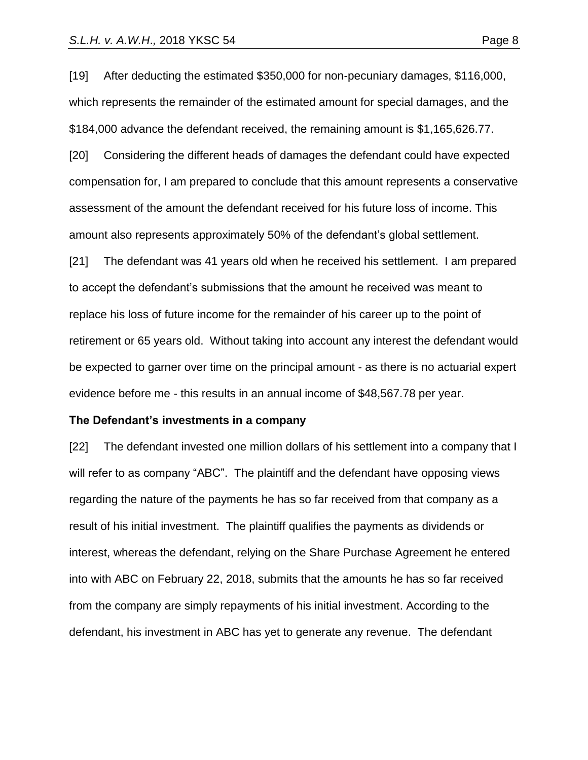[19] After deducting the estimated $350,000 for non-pecuniary damages, $116,000, which represents the remainder of the estimated amount for special damages, and the $184,000 advance the defendant received, the remaining amount is $1,165,626.77.

[20] Considering the different heads of damages the defendant could have expected compensation for, I am prepared to conclude that this amount represents a conservative assessment of the amount the defendant received for his future loss of income. This amount also represents approximately 50% of the defendant's global settlement.

[21] The defendant was 41 years old when he received his settlement. I am prepared to accept the defendant's submissions that the amount he received was meant to replace his loss of future income for the remainder of his career up to the point of retirement or 65 years old. Without taking into account any interest the defendant would be expected to garner over time on the principal amount - as there is no actuarial expert evidence before me - this results in an annual income of $48,567.78 per year.

**The Defendant's investments in a company**

[22] The defendant invested one million dollars of his settlement into a company that I will refer to as company "ABC". The plaintiff and the defendant have opposing views regarding the nature of the payments he has so far received from that company as a result of his initial investment. The plaintiff qualifies the payments as dividends or interest, whereas the defendant, relying on the Share Purchase Agreement he entered into with ABC on February 22, 2018, submits that the amounts he has so far received from the company are simply repayments of his initial investment. According to the defendant, his investment in ABC has yet to generate any revenue. The defendant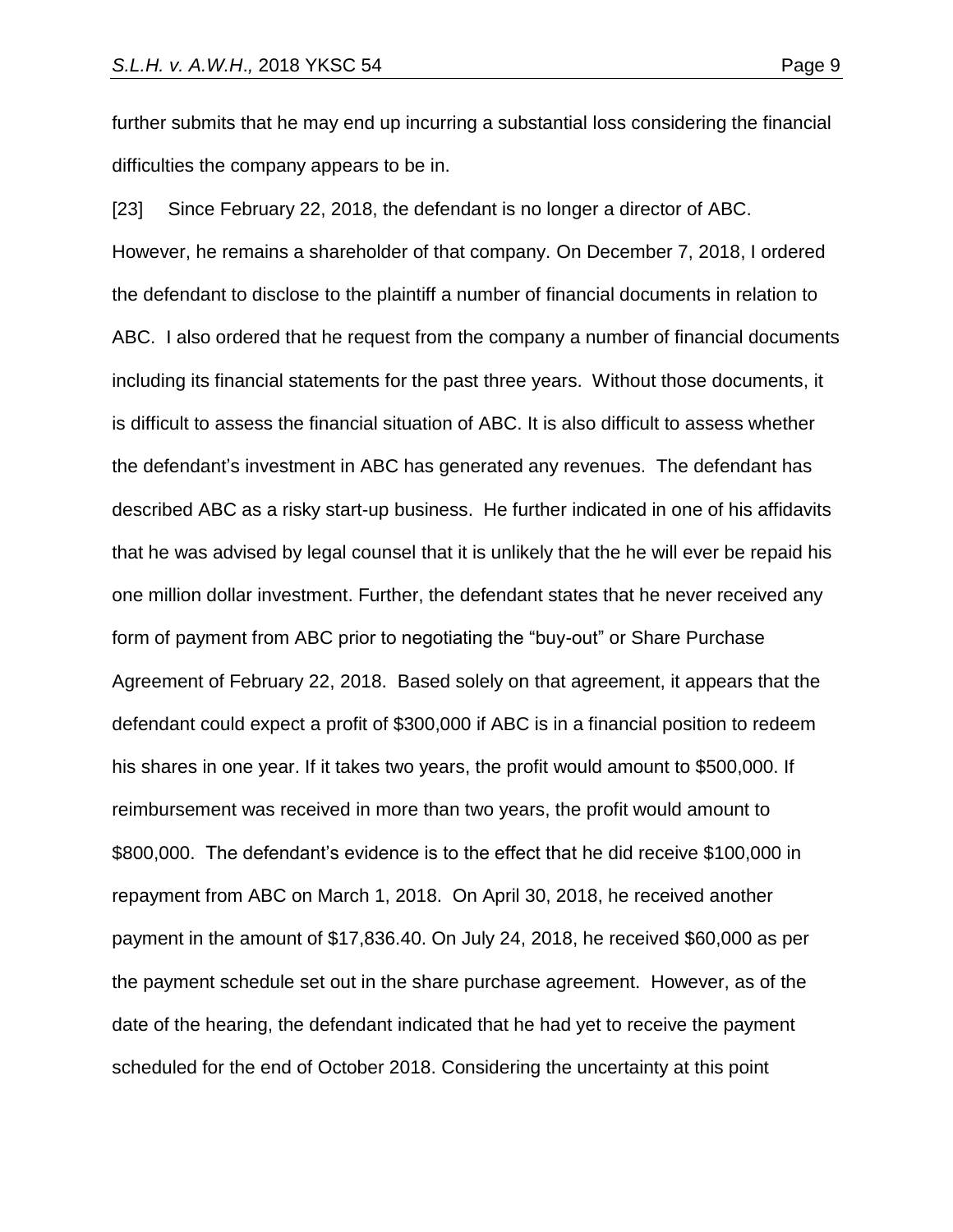further submits that he may end up incurring a substantial loss considering the financial difficulties the company appears to be in.

[23] Since February 22, 2018, the defendant is no longer a director of ABC. However, he remains a shareholder of that company. On December 7, 2018, I ordered the defendant to disclose to the plaintiff a number of financial documents in relation to ABC. I also ordered that he request from the company a number of financial documents including its financial statements for the past three years. Without those documents, it is difficult to assess the financial situation of ABC. It is also difficult to assess whether the defendant's investment in ABC has generated any revenues. The defendant has described ABC as a risky start-up business. He further indicated in one of his affidavits that he was advised by legal counsel that it is unlikely that the he will ever be repaid his one million dollar investment. Further, the defendant states that he never received any form of payment from ABC prior to negotiating the "buy-out" or Share Purchase Agreement of February 22, 2018. Based solely on that agreement, it appears that the defendant could expect a profit of $300,000 if ABC is in a financial position to redeem his shares in one year. If it takes two years, the profit would amount to $500,000. If reimbursement was received in more than two years, the profit would amount to $800,000. The defendant's evidence is to the effect that he did receive $100,000 in repayment from ABC on March 1, 2018. On April 30, 2018, he received another payment in the amount of $17,836.40. On July 24, 2018, he received $60,000 as per the payment schedule set out in the share purchase agreement. However, as of the date of the hearing, the defendant indicated that he had yet to receive the payment scheduled for the end of October 2018. Considering the uncertainty at this point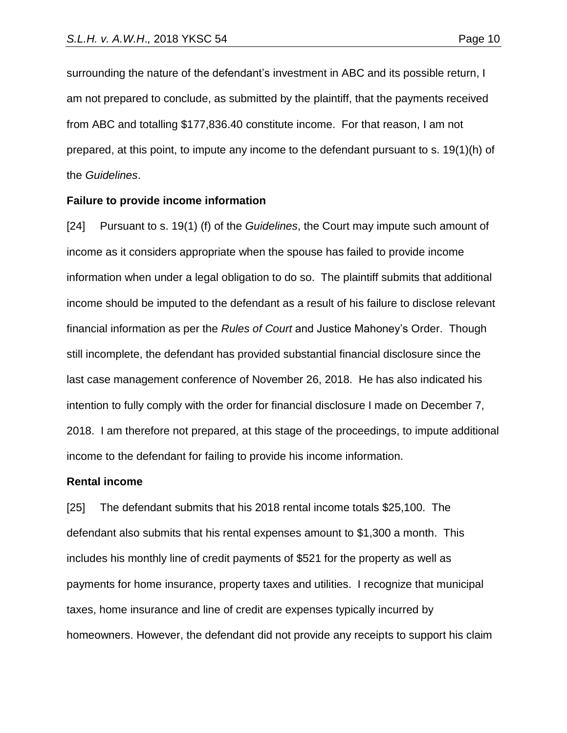surrounding the nature of the defendant's investment in ABC and its possible return, I am not prepared to conclude, as submitted by the plaintiff, that the payments received from ABC and totalling $177,836.40 constitute income. For that reason, I am not prepared, at this point, to impute any income to the defendant pursuant to s. 19(1)(h) of the *Guidelines*.

**Failure to provide income information**

[24] Pursuant to s. 19(1) (f) of the *Guidelines*, the Court may impute such amount of income as it considers appropriate when the spouse has failed to provide income information when under a legal obligation to do so. The plaintiff submits that additional income should be imputed to the defendant as a result of his failure to disclose relevant financial information as per the *Rules of Court* and Justice Mahoney's Order. Though still incomplete, the defendant has provided substantial financial disclosure since the last case management conference of November 26, 2018. He has also indicated his intention to fully comply with the order for financial disclosure I made on December 7, 2018. I am therefore not prepared, at this stage of the proceedings, to impute additional income to the defendant for failing to provide his income information.

**Rental income**

[25] The defendant submits that his 2018 rental income totals $25,100. The defendant also submits that his rental expenses amount to $1,300 a month. This includes his monthly line of credit payments of $521 for the property as well as payments for home insurance, property taxes and utilities. I recognize that municipal taxes, home insurance and line of credit are expenses typically incurred by homeowners. However, the defendant did not provide any receipts to support his claim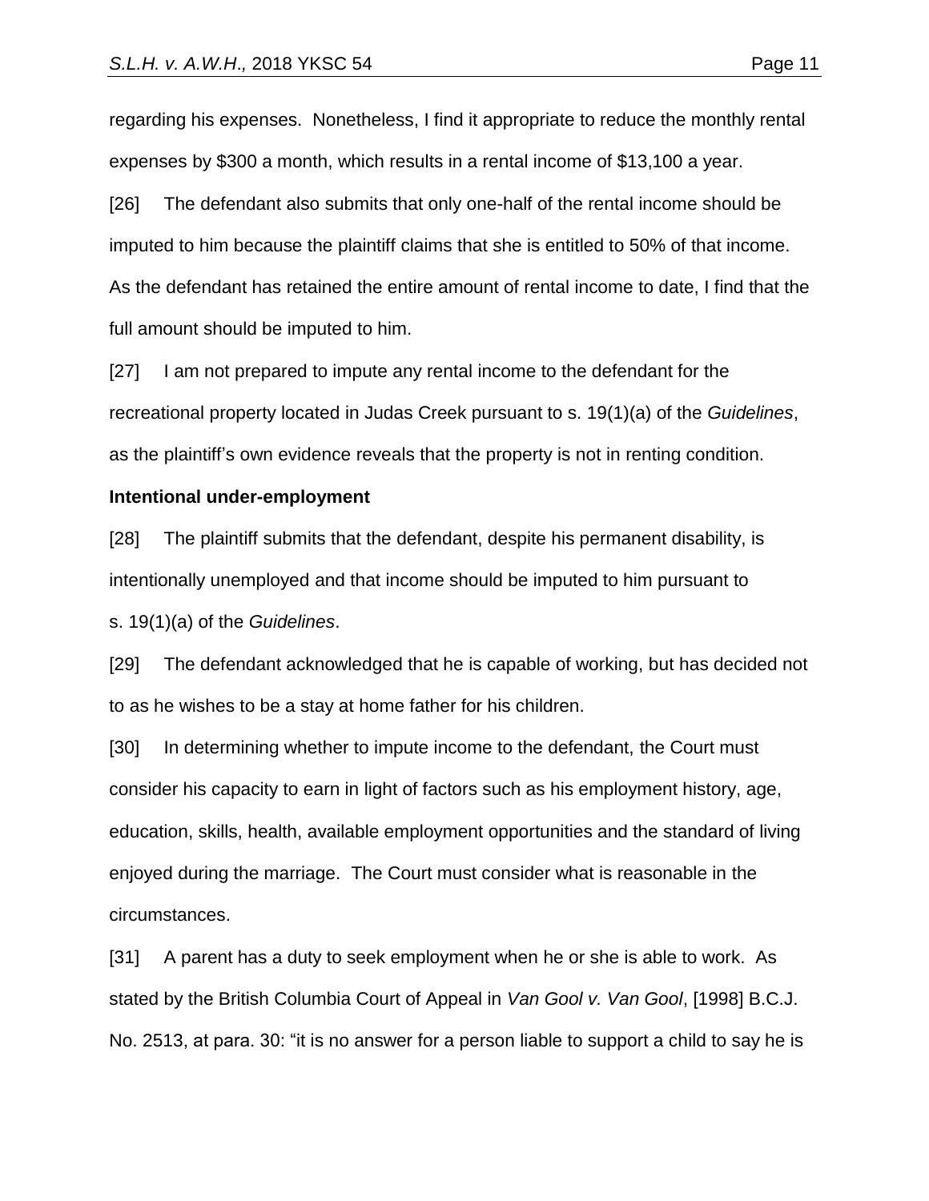regarding his expenses. Nonetheless, I find it appropriate to reduce the monthly rental expenses by $300 a month, which results in a rental income of $13,100 a year.

[26] The defendant also submits that only one-half of the rental income should be imputed to him because the plaintiff claims that she is entitled to 50% of that income. As the defendant has retained the entire amount of rental income to date, I find that the full amount should be imputed to him.

[27] I am not prepared to impute any rental income to the defendant for the recreational property located in Judas Creek pursuant to s. 19(1)(a) of the *Guidelines*, as the plaintiff's own evidence reveals that the property is not in renting condition.

**Intentional under-employment**

[28] The plaintiff submits that the defendant, despite his permanent disability, is intentionally unemployed and that income should be imputed to him pursuant to s. 19(1)(a) of the *Guidelines*.

[29] The defendant acknowledged that he is capable of working, but has decided not to as he wishes to be a stay at home father for his children.

[30] In determining whether to impute income to the defendant, the Court must consider his capacity to earn in light of factors such as his employment history, age, education, skills, health, available employment opportunities and the standard of living enjoyed during the marriage. The Court must consider what is reasonable in the circumstances.

[31] A parent has a duty to seek employment when he or she is able to work. As stated by the British Columbia Court of Appeal in *Van Gool v. Van Gool*, [1998] B.C.J. No. 2513, at para. 30: "it is no answer for a person liable to support a child to say he is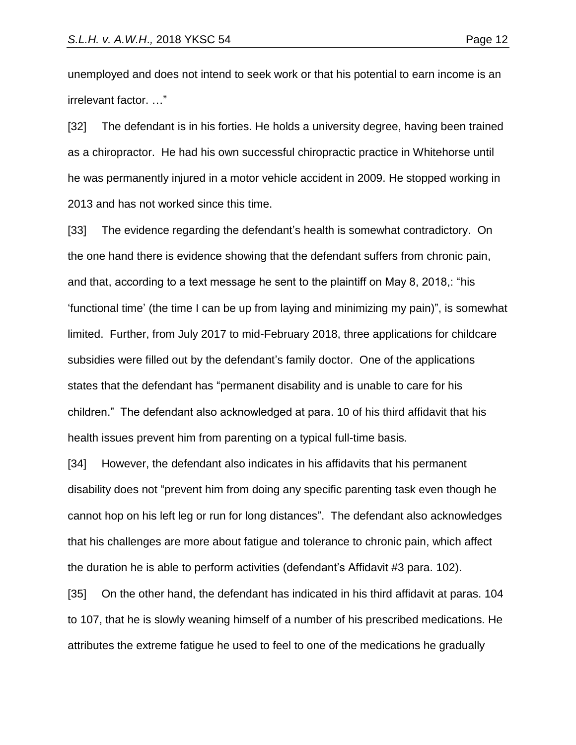unemployed and does not intend to seek work or that his potential to earn income is an irrelevant factor. …"

[32] The defendant is in his forties. He holds a university degree, having been trained as a chiropractor. He had his own successful chiropractic practice in Whitehorse until he was permanently injured in a motor vehicle accident in 2009. He stopped working in 2013 and has not worked since this time.

[33] The evidence regarding the defendant's health is somewhat contradictory. On the one hand there is evidence showing that the defendant suffers from chronic pain, and that, according to a text message he sent to the plaintiff on May 8, 2018,: "his 'functional time' (the time I can be up from laying and minimizing my pain)", is somewhat limited. Further, from July 2017 to mid-February 2018, three applications for childcare subsidies were filled out by the defendant's family doctor. One of the applications states that the defendant has "permanent disability and is unable to care for his children." The defendant also acknowledged at para. 10 of his third affidavit that his health issues prevent him from parenting on a typical full-time basis.

[34] However, the defendant also indicates in his affidavits that his permanent disability does not "prevent him from doing any specific parenting task even though he cannot hop on his left leg or run for long distances". The defendant also acknowledges that his challenges are more about fatigue and tolerance to chronic pain, which affect the duration he is able to perform activities (defendant's Affidavit #3 para. 102).

[35] On the other hand, the defendant has indicated in his third affidavit at paras. 104 to 107, that he is slowly weaning himself of a number of his prescribed medications. He attributes the extreme fatigue he used to feel to one of the medications he gradually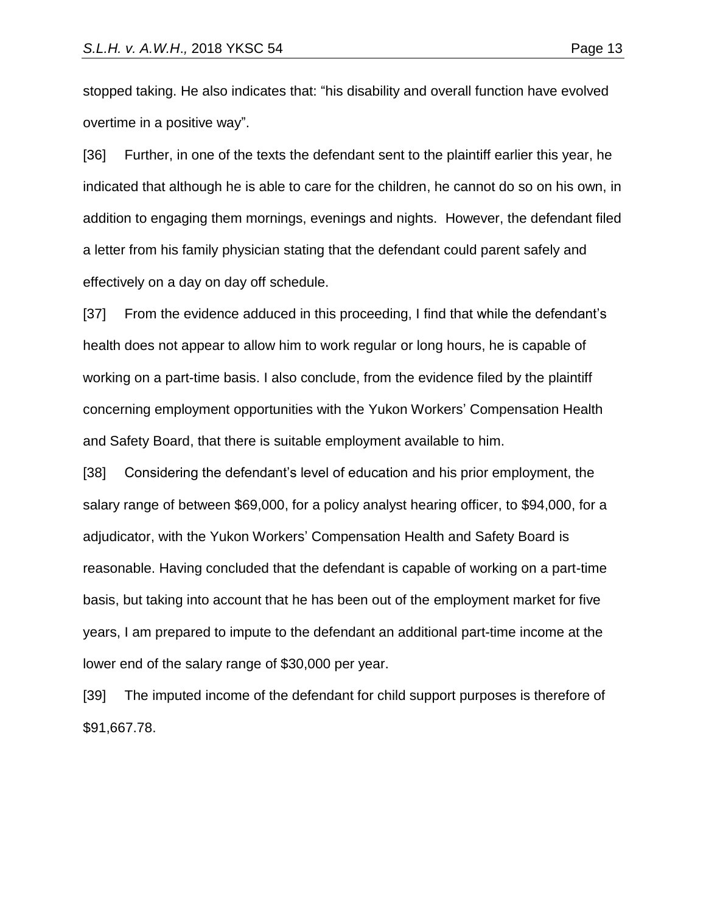stopped taking. He also indicates that: "his disability and overall function have evolved overtime in a positive way".

[36] Further, in one of the texts the defendant sent to the plaintiff earlier this year, he indicated that although he is able to care for the children, he cannot do so on his own, in addition to engaging them mornings, evenings and nights. However, the defendant filed a letter from his family physician stating that the defendant could parent safely and effectively on a day on day off schedule.

[37] From the evidence adduced in this proceeding, I find that while the defendant's health does not appear to allow him to work regular or long hours, he is capable of working on a part-time basis. I also conclude, from the evidence filed by the plaintiff concerning employment opportunities with the Yukon Workers' Compensation Health and Safety Board, that there is suitable employment available to him.

[38] Considering the defendant's level of education and his prior employment, the salary range of between $69,000, for a policy analyst hearing officer, to $94,000, for a adjudicator, with the Yukon Workers' Compensation Health and Safety Board is reasonable. Having concluded that the defendant is capable of working on a part-time basis, but taking into account that he has been out of the employment market for five years, I am prepared to impute to the defendant an additional part-time income at the lower end of the salary range of $30,000 per year.

[39] The imputed income of the defendant for child support purposes is therefore of $91,667.78.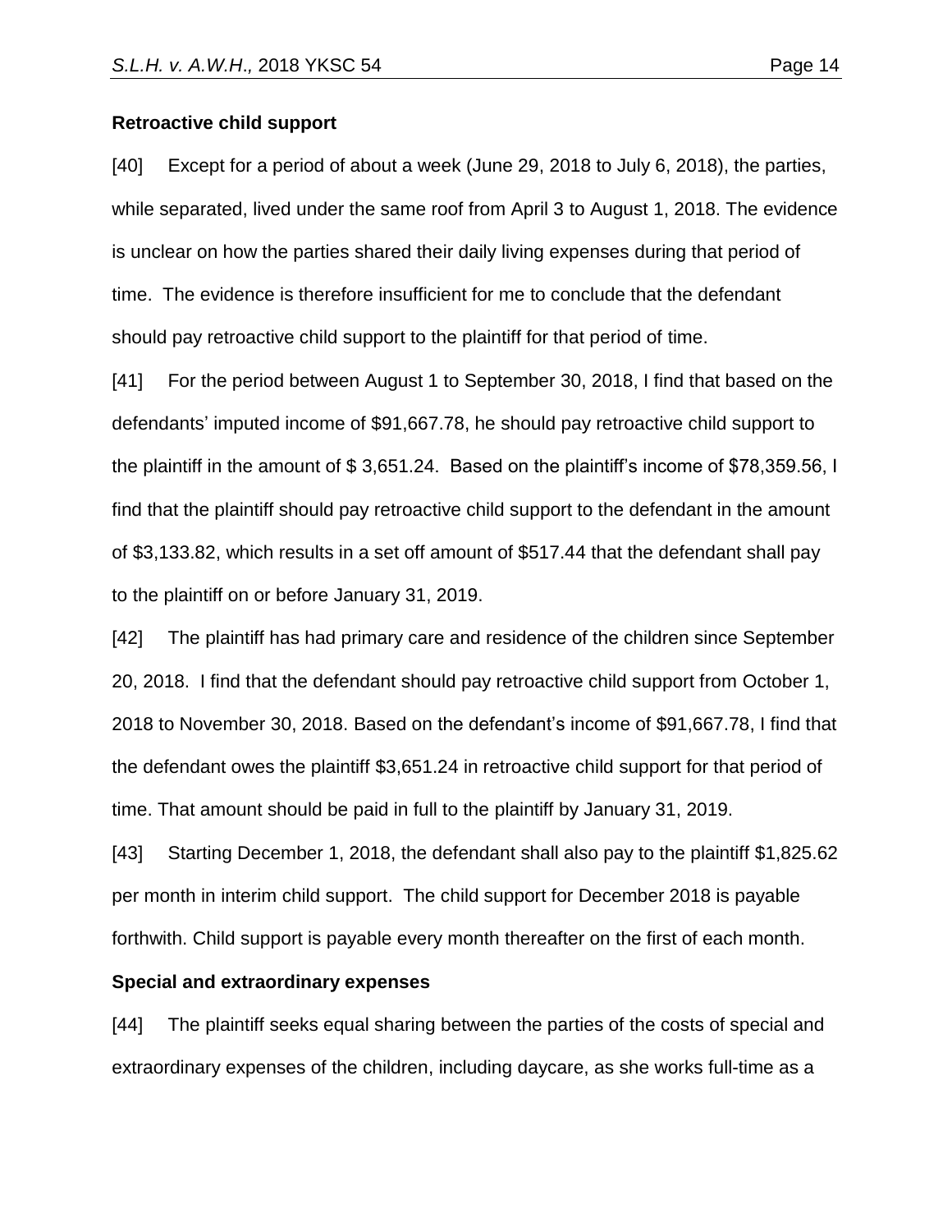**Retroactive child support**

[40] Except for a period of about a week (June 29, 2018 to July 6, 2018), the parties, while separated, lived under the same roof from April 3 to August 1, 2018. The evidence is unclear on how the parties shared their daily living expenses during that period of time. The evidence is therefore insufficient for me to conclude that the defendant should pay retroactive child support to the plaintiff for that period of time.

[41] For the period between August 1 to September 30, 2018, I find that based on the defendants' imputed income of $91,667.78, he should pay retroactive child support to the plaintiff in the amount of $ 3,651.24. Based on the plaintiff's income of $78,359.56, I find that the plaintiff should pay retroactive child support to the defendant in the amount of $3,133.82, which results in a set off amount of $517.44 that the defendant shall pay to the plaintiff on or before January 31, 2019.

[42] The plaintiff has had primary care and residence of the children since September 20, 2018. I find that the defendant should pay retroactive child support from October 1, 2018 to November 30, 2018. Based on the defendant's income of $91,667.78, I find that the defendant owes the plaintiff $3,651.24 in retroactive child support for that period of time. That amount should be paid in full to the plaintiff by January 31, 2019.

[43] Starting December 1, 2018, the defendant shall also pay to the plaintiff $1,825.62 per month in interim child support. The child support for December 2018 is payable forthwith. Child support is payable every month thereafter on the first of each month.

**Special and extraordinary expenses**

[44] The plaintiff seeks equal sharing between the parties of the costs of special and extraordinary expenses of the children, including daycare, as she works full-time as a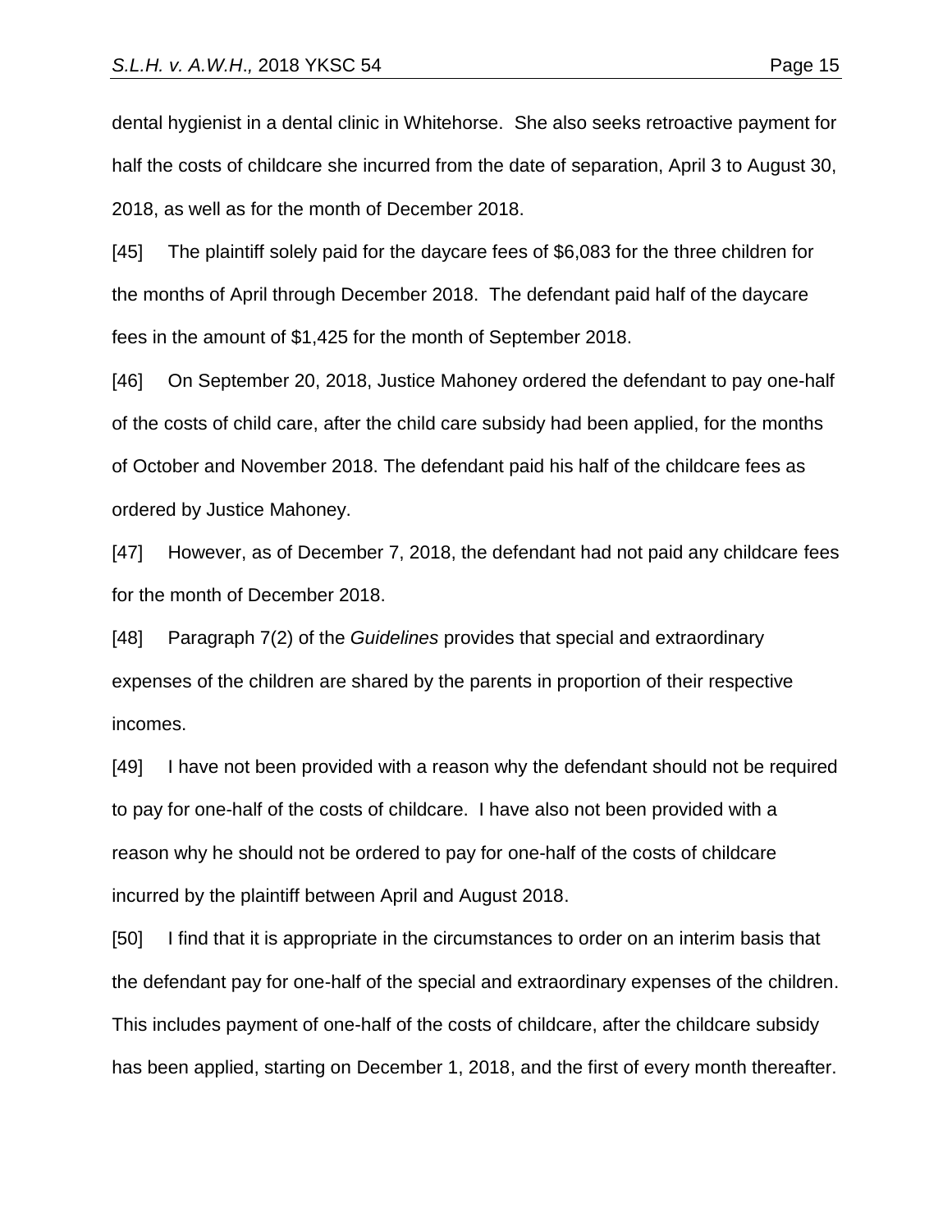dental hygienist in a dental clinic in Whitehorse. She also seeks retroactive payment for half the costs of childcare she incurred from the date of separation, April 3 to August 30, 2018, as well as for the month of December 2018.

[45] The plaintiff solely paid for the daycare fees of $6,083 for the three children for the months of April through December 2018. The defendant paid half of the daycare fees in the amount of $1,425 for the month of September 2018.

[46] On September 20, 2018, Justice Mahoney ordered the defendant to pay one-half of the costs of child care, after the child care subsidy had been applied, for the months of October and November 2018. The defendant paid his half of the childcare fees as ordered by Justice Mahoney.

[47] However, as of December 7, 2018, the defendant had not paid any childcare fees for the month of December 2018.

[48] Paragraph 7(2) of the *Guidelines* provides that special and extraordinary expenses of the children are shared by the parents in proportion of their respective incomes.

[49] I have not been provided with a reason why the defendant should not be required to pay for one-half of the costs of childcare. I have also not been provided with a reason why he should not be ordered to pay for one-half of the costs of childcare incurred by the plaintiff between April and August 2018.

[50] I find that it is appropriate in the circumstances to order on an interim basis that the defendant pay for one-half of the special and extraordinary expenses of the children. This includes payment of one-half of the costs of childcare, after the childcare subsidy has been applied, starting on December 1, 2018, and the first of every month thereafter.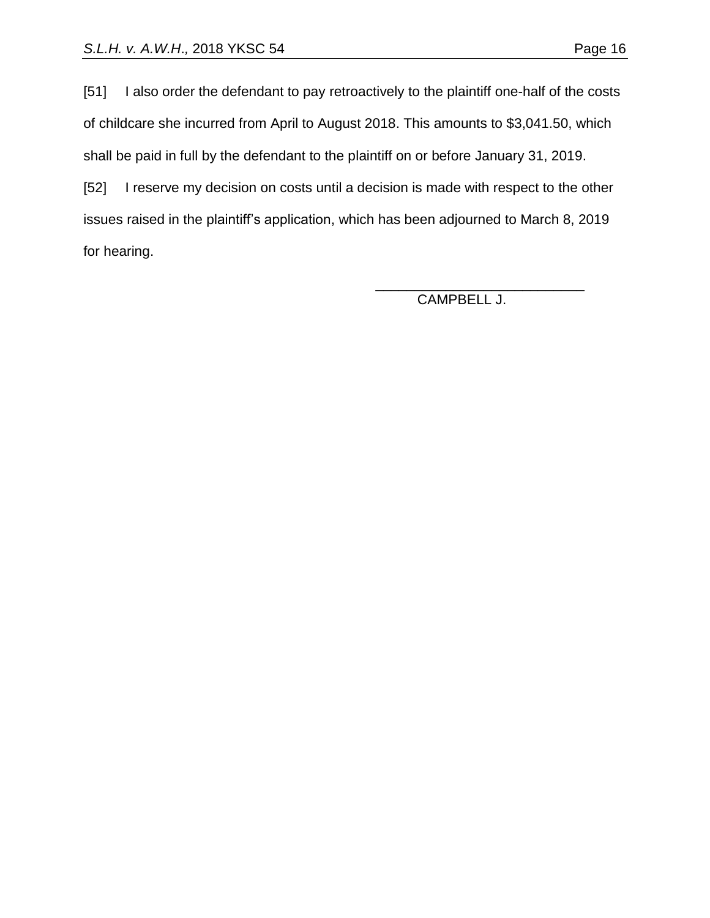[51] I also order the defendant to pay retroactively to the plaintiff one-half of the costs of childcare she incurred from April to August 2018. This amounts to $3,041.50, which shall be paid in full by the defendant to the plaintiff on or before January 31, 2019.

[52] I reserve my decision on costs until a decision is made with respect to the other issues raised in the plaintiff's application, which has been adjourned to March 8, 2019 for hearing.

___________________________
CAMPBELL J.